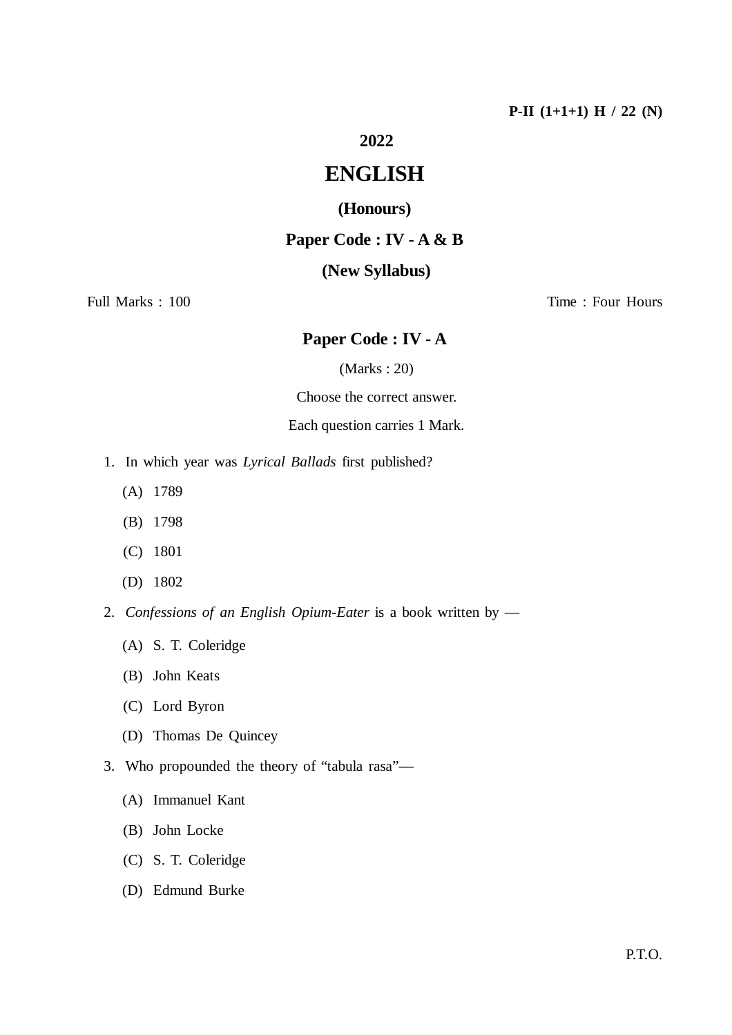P-II (1+1+1) H / 22 (N)

# 2022

# ENGLISH

## (Honours)

## Paper Code : IV - A & B

## (New Syllabus)

Full Marks : 100 Time : Four Hours

## Paper Code : IV - A

(Marks : 20)

Choose the correct answer.

Each question carries 1 Mark.

1. In which year was *Lyrical Ballads* first published?

   (A) 1789

   (B) 1798

   (C) 1801

   (D) 1802

2. *Confessions of an English Opium-Eater* is a book written by —

   (A) S. T. Coleridge

   (B) John Keats

   (C) Lord Byron

   (D) Thomas De Quincey

3. Who propounded the theory of "tabula rasa"—

   (A) Immanuel Kant

   (B) John Locke

   (C) S. T. Coleridge

   (D) Edmund Burke

P.T.O.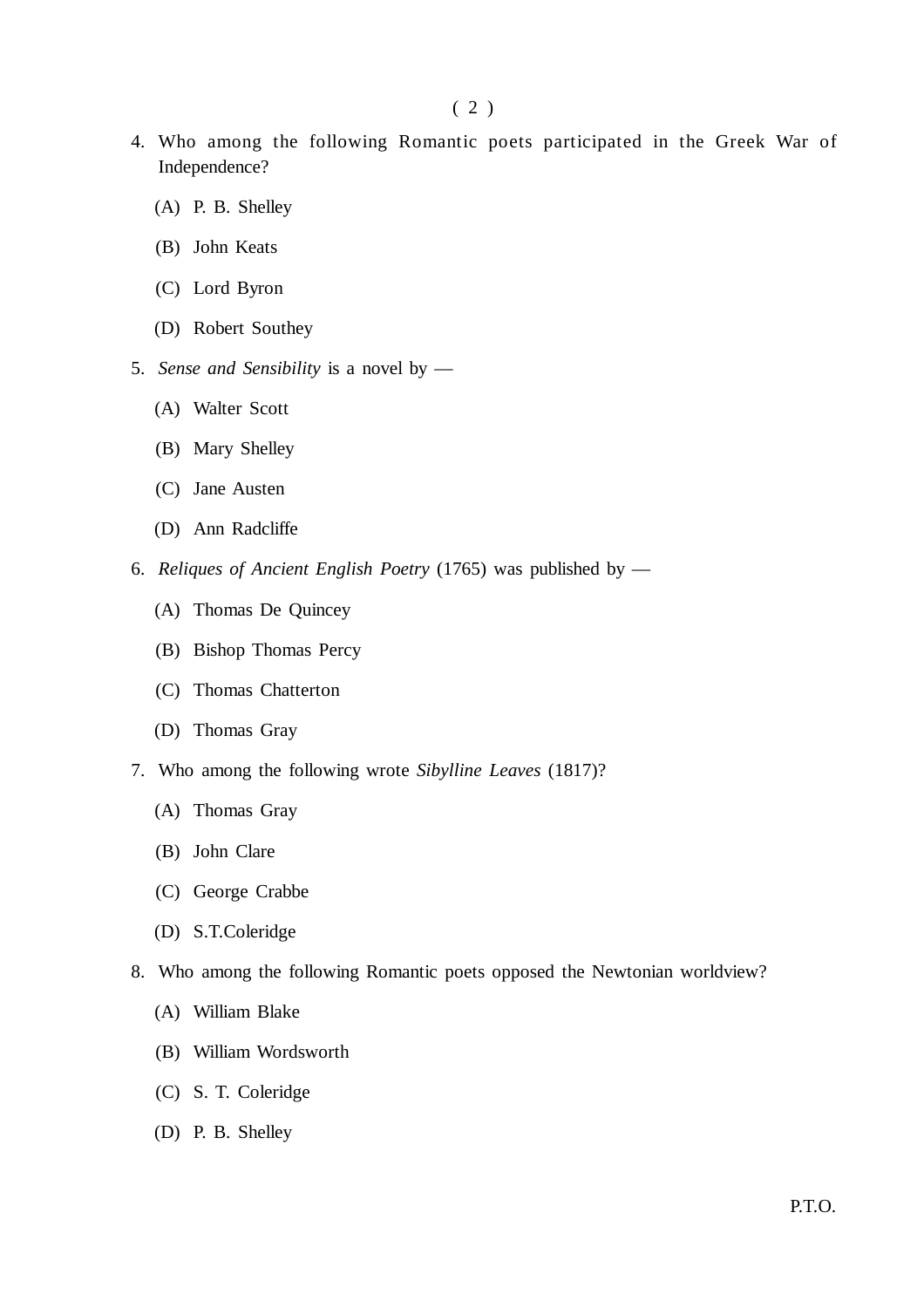4. Who among the following Romantic poets participated in the Greek War of Independence?

   (A) P. B. Shelley

   (B) John Keats

   (C) Lord Byron

   (D) Robert Southey

5. *Sense and Sensibility* is a novel by —

   (A) Walter Scott

   (B) Mary Shelley

   (C) Jane Austen

   (D) Ann Radcliffe

6. *Reliques of Ancient English Poetry* (1765) was published by —

   (A) Thomas De Quincey

   (B) Bishop Thomas Percy

   (C) Thomas Chatterton

   (D) Thomas Gray

7. Who among the following wrote *Sibylline Leaves* (1817)?

   (A) Thomas Gray

   (B) John Clare

   (C) George Crabbe

   (D) S.T.Coleridge

8. Who among the following Romantic poets opposed the Newtonian worldview?

   (A) William Blake

   (B) William Wordsworth

   (C) S. T. Coleridge

   (D) P. B. Shelley

P.T.O.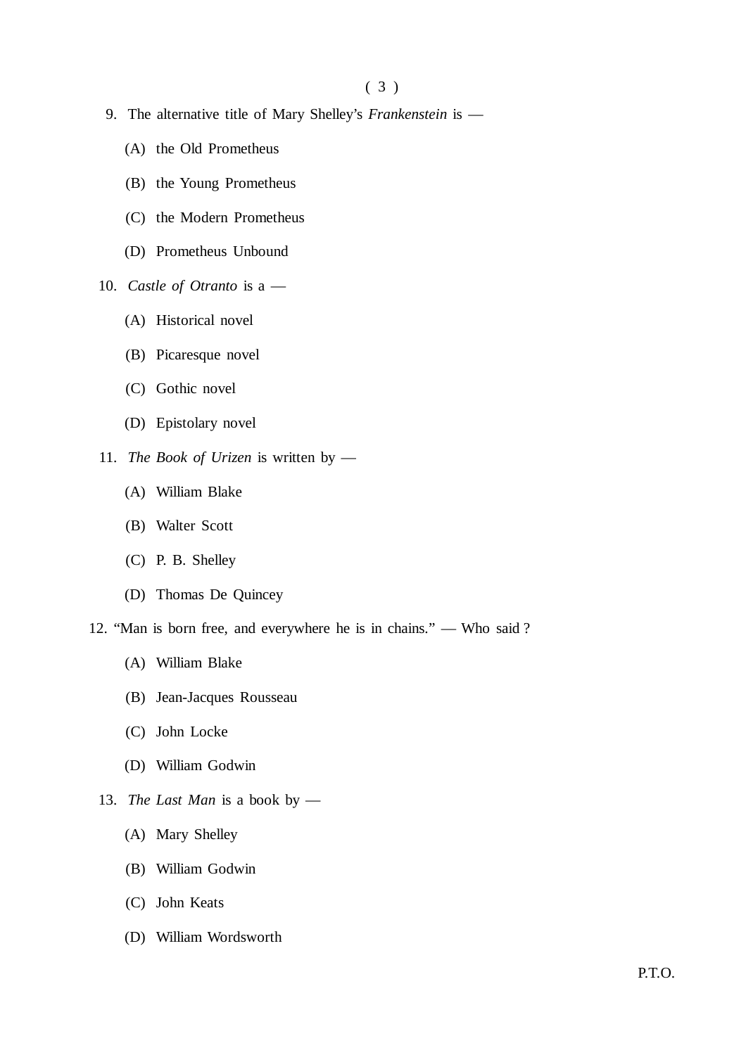9. The alternative title of Mary Shelley's *Frankenstein* is —

   (A) the Old Prometheus

   (B) the Young Prometheus

   (C) the Modern Prometheus

   (D) Prometheus Unbound

10. *Castle of Otranto* is a —

    (A) Historical novel

    (B) Picaresque novel

    (C) Gothic novel

    (D) Epistolary novel

11. *The Book of Urizen* is written by —

    (A) William Blake

    (B) Walter Scott

    (C) P. B. Shelley

    (D) Thomas De Quincey

12. "Man is born free, and everywhere he is in chains." — Who said ?

    (A) William Blake

    (B) Jean-Jacques Rousseau

    (C) John Locke

    (D) William Godwin

13. *The Last Man* is a book by —

    (A) Mary Shelley

    (B) William Godwin

    (C) John Keats

    (D) William Wordsworth

P.T.O.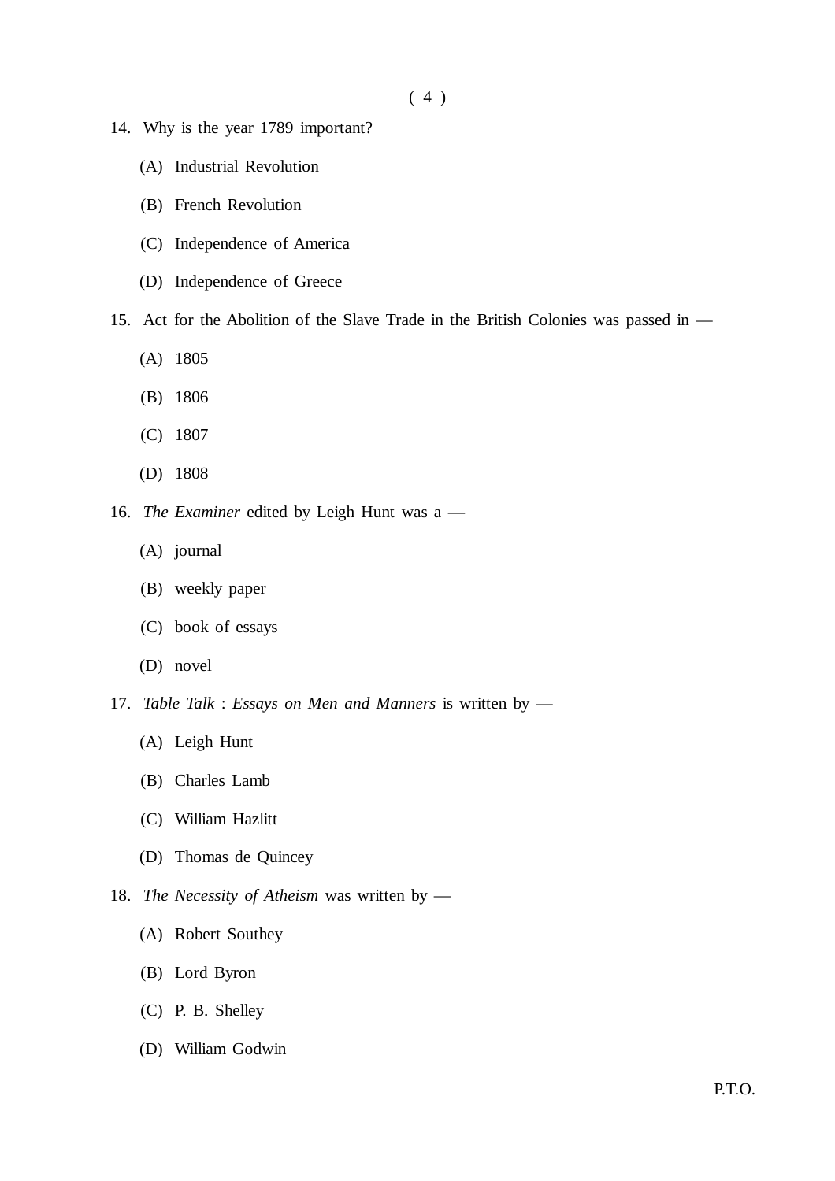14. Why is the year 1789 important?

    (A) Industrial Revolution

    (B) French Revolution

    (C) Independence of America

    (D) Independence of Greece

15. Act for the Abolition of the Slave Trade in the British Colonies was passed in —

    (A) 1805

    (B) 1806

    (C) 1807

    (D) 1808

16. *The Examiner* edited by Leigh Hunt was a —

    (A) journal

    (B) weekly paper

    (C) book of essays

    (D) novel

17. *Table Talk* : *Essays on Men and Manners* is written by —

    (A) Leigh Hunt

    (B) Charles Lamb

    (C) William Hazlitt

    (D) Thomas de Quincey

18. *The Necessity of Atheism* was written by —

    (A) Robert Southey

    (B) Lord Byron

    (C) P. B. Shelley

    (D) William Godwin

P.T.O.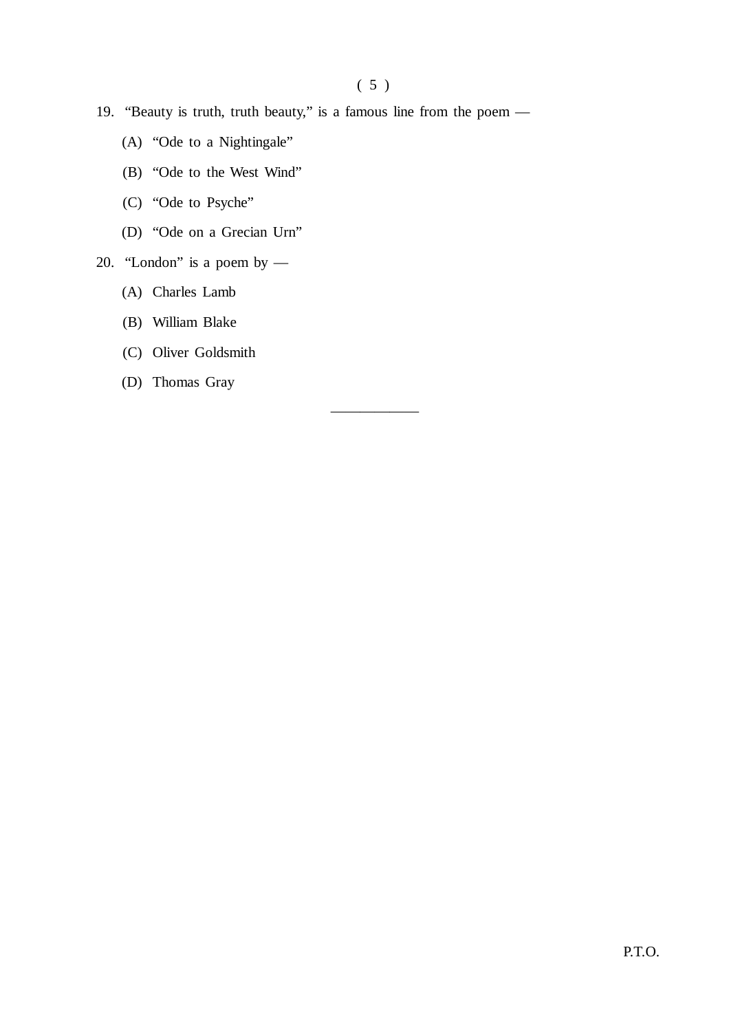19. "Beauty is truth, truth beauty," is a famous line from the poem —

    (A) "Ode to a Nightingale"

    (B) "Ode to the West Wind"

    (C) "Ode to Psyche"

    (D) "Ode on a Grecian Urn"

20. "London" is a poem by —

    (A) Charles Lamb

    (B) William Blake

    (C) Oliver Goldsmith

    (D) Thomas Gray

---

P.T.O.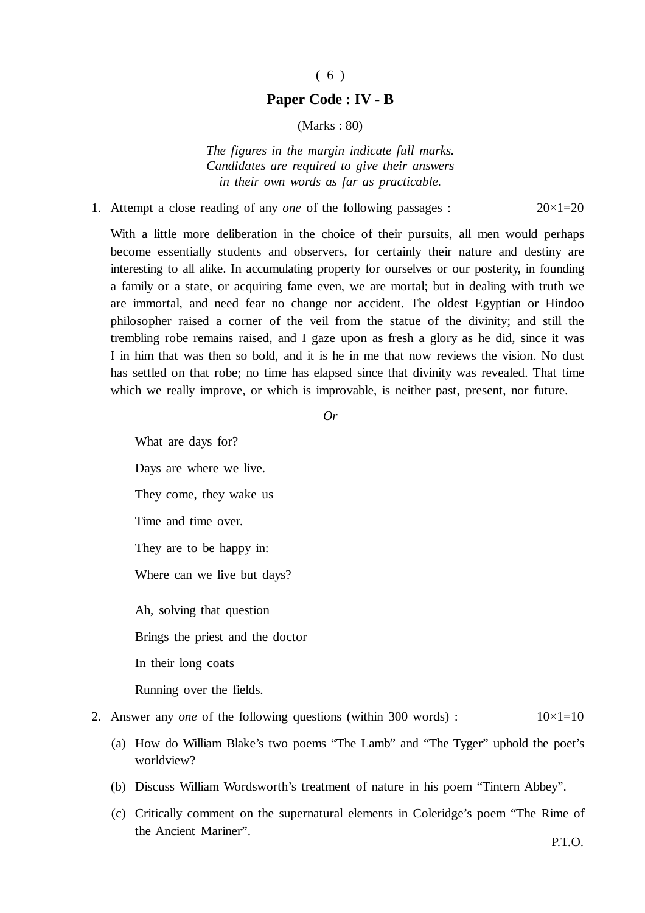## Paper Code : IV - B

(Marks : 80)

*The figures in the margin indicate full marks. Candidates are required to give their answers in their own words as far as practicable.*

1. Attempt a close reading of any *one* of the following passages : 20×1=20

   With a little more deliberation in the choice of their pursuits, all men would perhaps become essentially students and observers, for certainly their nature and destiny are interesting to all alike. In accumulating property for ourselves or our posterity, in founding a family or a state, or acquiring fame even, we are mortal; but in dealing with truth we are immortal, and need fear no change nor accident. The oldest Egyptian or Hindoo philosopher raised a corner of the veil from the statue of the divinity; and still the trembling robe remains raised, and I gaze upon as fresh a glory as he did, since it was I in him that was then so bold, and it is he in me that now reviews the vision. No dust has settled on that robe; no time has elapsed since that divinity was revealed. That time which we really improve, or which is improvable, is neither past, present, nor future.

   *Or*

   What are days for?
   
   Days are where we live.
   
   They come, they wake us
   
   Time and time over.
   
   They are to be happy in:
   
   Where can we live but days?

   Ah, solving that question
   
   Brings the priest and the doctor
   
   In their long coats
   
   Running over the fields.

2. Answer any *one* of the following questions (within 300 words) : 10×1=10

   (a) How do William Blake's two poems "The Lamb" and "The Tyger" uphold the poet's worldview?

   (b) Discuss William Wordsworth's treatment of nature in his poem "Tintern Abbey".

   (c) Critically comment on the supernatural elements in Coleridge's poem "The Rime of the Ancient Mariner".

P.T.O.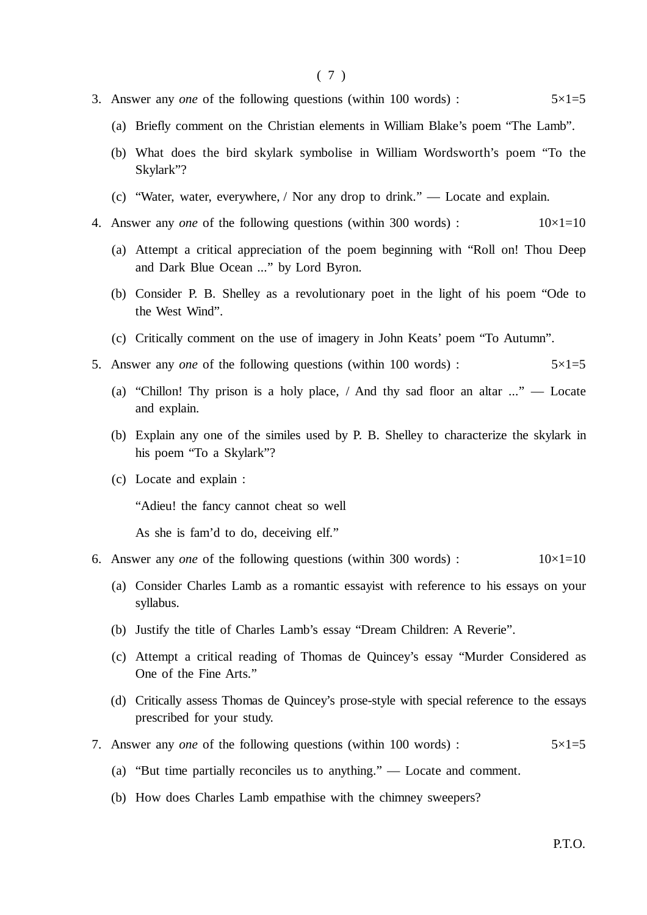3. Answer any *one* of the following questions (within 100 words) : 5×1=5

   (a) Briefly comment on the Christian elements in William Blake's poem "The Lamb".

   (b) What does the bird skylark symbolise in William Wordsworth's poem "To the Skylark"?

   (c) "Water, water, everywhere, / Nor any drop to drink." — Locate and explain.

4. Answer any *one* of the following questions (within 300 words) : 10×1=10

   (a) Attempt a critical appreciation of the poem beginning with "Roll on! Thou Deep and Dark Blue Ocean ..." by Lord Byron.

   (b) Consider P. B. Shelley as a revolutionary poet in the light of his poem "Ode to the West Wind".

   (c) Critically comment on the use of imagery in John Keats' poem "To Autumn".

5. Answer any *one* of the following questions (within 100 words) : 5×1=5

   (a) "Chillon! Thy prison is a holy place, / And thy sad floor an altar ..." — Locate and explain.

   (b) Explain any one of the similes used by P. B. Shelley to characterize the skylark in his poem "To a Skylark"?

   (c) Locate and explain :

      "Adieu! the fancy cannot cheat so well

      As she is fam'd to do, deceiving elf."

6. Answer any *one* of the following questions (within 300 words) : 10×1=10

   (a) Consider Charles Lamb as a romantic essayist with reference to his essays on your syllabus.

   (b) Justify the title of Charles Lamb's essay "Dream Children: A Reverie".

   (c) Attempt a critical reading of Thomas de Quincey's essay "Murder Considered as One of the Fine Arts."

   (d) Critically assess Thomas de Quincey's prose-style with special reference to the essays prescribed for your study.

7. Answer any *one* of the following questions (within 100 words) : 5×1=5

   (a) "But time partially reconciles us to anything." — Locate and comment.

   (b) How does Charles Lamb empathise with the chimney sweepers?

P.T.O.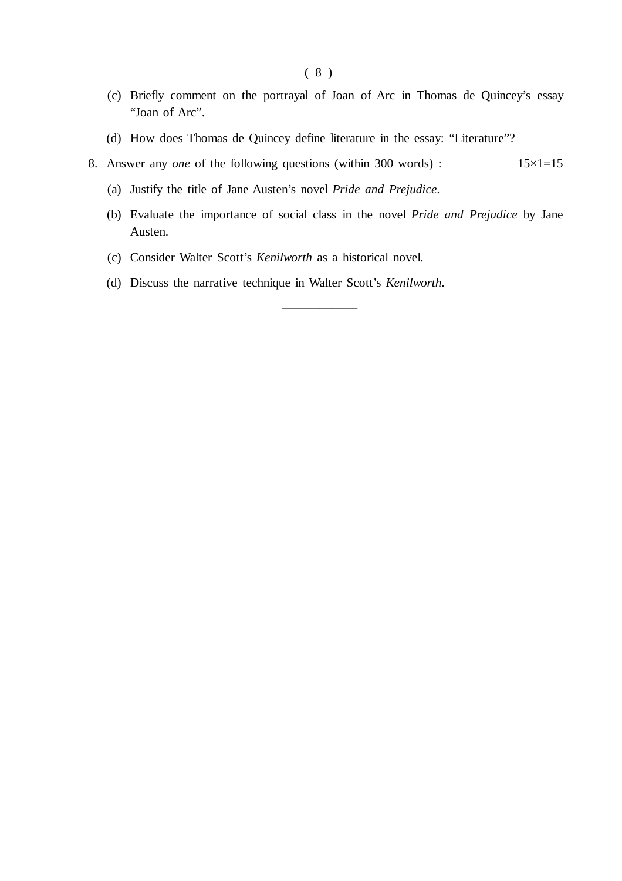(c) Briefly comment on the portrayal of Joan of Arc in Thomas de Quincey's essay "Joan of Arc".

(d) How does Thomas de Quincey define literature in the essay: "Literature"?

8. Answer any *one* of the following questions (within 300 words) : $15 \times 1 = 15$

(a) Justify the title of Jane Austen's novel *Pride and Prejudice*.

(b) Evaluate the importance of social class in the novel *Pride and Prejudice* by Jane Austen.

(c) Consider Walter Scott's *Kenilworth* as a historical novel.

(d) Discuss the narrative technique in Walter Scott's *Kenilworth*.

———